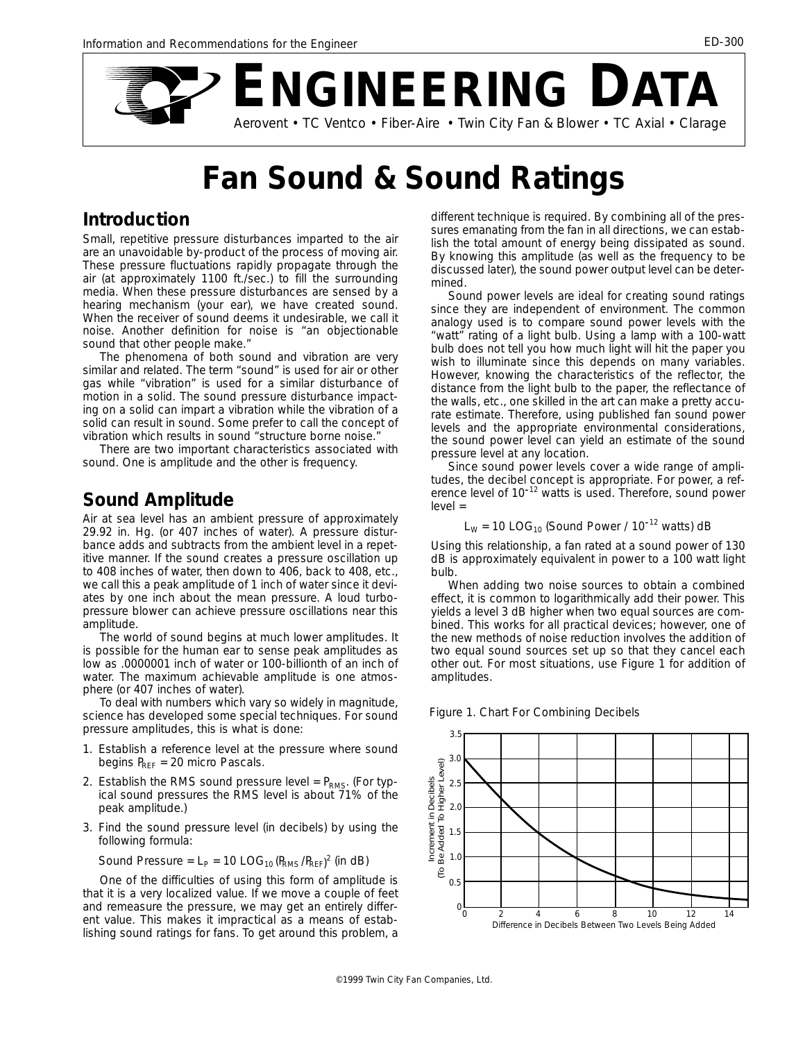# ENGINEERING DATA

Aerovent • TC Ventco • Fiber-Aire • Twin City Fan & Blower • TC Axial • Clarage

# Fan Sound & Sound Ratings

## Introduction

Small, repetitive pressure disturbances imparted to the air are an unavoidable by-product of the process of moving air. These pressure fluctuations rapidly propagate through the air (at approximately 1100 ft./sec.) to fill the surrounding media. When these pressure disturbances are sensed by a hearing mechanism (your ear), we have created sound. When the receiver of sound deems it undesirable, we call it noise. Another definition for noise is "an objectionable sound that other people make."

The phenomena of both sound and vibration are very similar and related. The term "sound" is used for air or other gas while "vibration" is used for a similar disturbance of motion in a solid. The sound pressure disturbance impacting on a solid can impart a vibration while the vibration of a solid can result in sound. Some prefer to call the concept of vibration which results in sound "structure borne noise."

There are two important characteristics associated with sound. One is amplitude and the other is frequency.

## Sound Amplitude

Air at sea level has an ambient pressure of approximately 29.92 in. Hg. (or 407 inches of water). A pressure disturbance adds and subtracts from the ambient level in a repetitive manner. If the sound creates a pressure oscillation up to 408 inches of water, then down to 406, back to 408, etc., we call this a peak amplitude of 1 inch of water since it deviates by one inch about the mean pressure. A loud turbo-pressure blower can achieve pressure oscillations near this amplitude.

The world of sound begins at much lower amplitudes. It is possible for the human ear to sense peak amplitudes as low as .0000001 inch of water or 100-billionth of an inch of water. The maximum achievable amplitude is one atmosphere (or 407 inches of water).

To deal with numbers which vary so widely in magnitude, science has developed some special techniques. For sound pressure amplitudes, this is what is done:

1. Establish a reference level at the pressure where sound begins $P_{REF}$ = 20 micro Pascals.
2. Establish the RMS sound pressure level = $P_{RMS}$. (For typical sound pressures the RMS level is about 71% of the peak amplitude.)
3. Find the sound pressure level (in decibels) by using the following formula:

   Sound Pressure = $L_P = 10 \ LOG_{10} (P_{RMS} / P_{REF})^2$ (in dB)

One of the difficulties of using this form of amplitude is that it is a very localized value. If we move a couple of feet and remeasure the pressure, we may get an entirely different value. This makes it impractical as a means of establishing sound ratings for fans. To get around this problem, a different technique is required. By combining all of the pressures emanating from the fan in all directions, we can establish the total amount of energy being dissipated as sound. By knowing this amplitude (as well as the frequency to be discussed later), the sound power output level can be determined.

Sound power levels are ideal for creating sound ratings since they are independent of environment. The common analogy used is to compare sound power levels with the "watt" rating of a light bulb. Using a lamp with a 100-watt bulb does not tell you how much light will hit the paper you wish to illuminate since this depends on many variables. However, knowing the characteristics of the reflector, the distance from the light bulb to the paper, the reflectance of the walls, etc., one skilled in the art can make a pretty accurate estimate. Therefore, using published fan sound power levels and the appropriate environmental considerations, the sound power level can yield an estimate of the sound pressure level at any location.

Since sound power levels cover a wide range of amplitudes, the decibel concept is appropriate. For power, a reference level of $10^{-12}$ watts is used. Therefore, sound power level =

$$L_W = 10 \ LOG_{10} \ (\text{Sound Power} / 10^{-12} \text{ watts}) \ dB$$

Using this relationship, a fan rated at a sound power of 130 dB is approximately equivalent in power to a 100 watt light bulb.

When adding two noise sources to obtain a combined effect, it is common to logarithmically add their power. This yields a level 3 dB higher when two equal sources are combined. This works for all practical devices; however, one of the new methods of noise reduction involves the addition of two equal sound sources set up so that they cancel each other out. For most situations, use Figure 1 for addition of amplitudes.

Figure 1. Chart For Combining Decibels

(Chart: vertical axis "Increment in Decibels (To Be Added To Higher Level)" from 0 to 3.5; horizontal axis "Difference in Decibels Between Two Levels Being Added" from 0 to 14.)

©1999 Twin City Fan Companies, Ltd.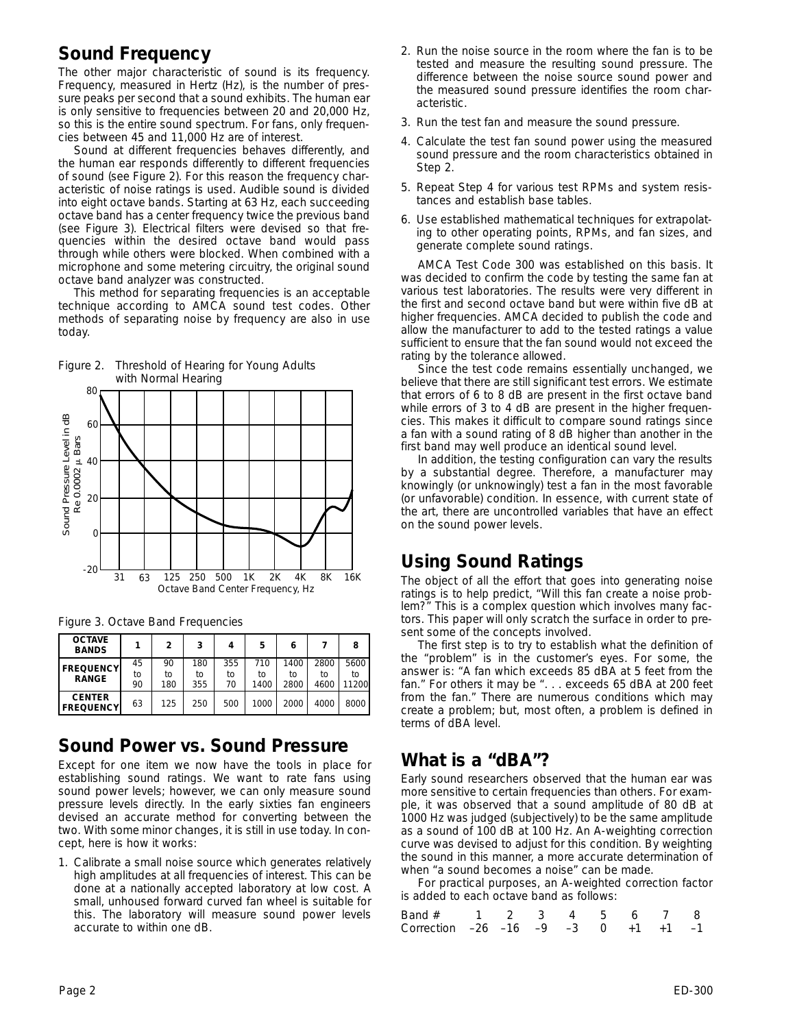## Sound Frequency

The other major characteristic of sound is its frequency. Frequency, measured in Hertz (Hz), is the number of pressure peaks per second that a sound exhibits. The human ear is only sensitive to frequencies between 20 and 20,000 Hz, so this is the entire sound spectrum. For fans, only frequencies between 45 and 11,000 Hz are of interest.

Sound at different frequencies behaves differently, and the human ear responds differently to different frequencies of sound (see Figure 2). For this reason the frequency characteristic of noise ratings is used. Audible sound is divided into eight octave bands. Starting at 63 Hz, each succeeding octave band has a center frequency twice the previous band (see Figure 3). Electrical filters were devised so that frequencies within the desired octave band would pass through while others were blocked. When combined with a microphone and some metering circuitry, the original sound octave band analyzer was constructed.

This method for separating frequencies is an acceptable technique according to AMCA sound test codes. Other methods of separating noise by frequency are also in use today.

Figure 2. Threshold of Hearing for Young Adults with Normal Hearing

Figure 3. Octave Band Frequencies

| OCTAVE BANDS | 1 | 2 | 3 | 4 | 5 | 6 | 7 | 8 |
|---|---|---|---|---|---|---|---|---|
| FREQUENCY RANGE | 45 to 90 | 90 to 180 | 180 to 355 | 355 to 70 | 710 to 1400 | 1400 to 2800 | 2800 to 4600 | 5600 to 11200 |
| CENTER FREQUENCY | 63 | 125 | 250 | 500 | 1000 | 2000 | 4000 | 8000 |

## Sound Power vs. Sound Pressure

Except for one item we now have the tools in place for establishing sound ratings. We want to rate fans using sound power levels; however, we can only measure sound pressure levels directly. In the early sixties fan engineers devised an accurate method for converting between the two. With some minor changes, it is still in use today. In concept, here is how it works:

1. Calibrate a small noise source which generates relatively high amplitudes at all frequencies of interest. This can be done at a nationally accepted laboratory at low cost. A small, unhoused forward curved fan wheel is suitable for this. The laboratory will measure sound power levels accurate to within one dB.
2. Run the noise source in the room where the fan is to be tested and measure the resulting sound pressure. The difference between the noise source sound power and the measured sound pressure identifies the room characteristic.
3. Run the test fan and measure the sound pressure.
4. Calculate the test fan sound power using the measured sound pressure and the room characteristics obtained in Step 2.
5. Repeat Step 4 for various test RPMs and system resistances and establish base tables.
6. Use established mathematical techniques for extrapolating to other operating points, RPMs, and fan sizes, and generate complete sound ratings.

AMCA Test Code 300 was established on this basis. It was decided to confirm the code by testing the same fan at various test laboratories. The results were very different in the first and second octave band but were within five dB at higher frequencies. AMCA decided to publish the code and allow the manufacturer to add to the tested ratings a value sufficient to ensure that the fan sound would not exceed the rating by the tolerance allowed.

Since the test code remains essentially unchanged, we believe that there are still significant test errors. We estimate that errors of 6 to 8 dB are present in the first octave band while errors of 3 to 4 dB are present in the higher frequencies. This makes it difficult to compare sound ratings since a fan with a sound rating of 8 dB higher than another in the first band may well produce an identical sound level.

In addition, the testing configuration can vary the results by a substantial degree. Therefore, a manufacturer may knowingly (or unknowingly) test a fan in the most favorable (or unfavorable) condition. In essence, with current state of the art, there are uncontrolled variables that have an effect on the sound power levels.

## Using Sound Ratings

The object of all the effort that goes into generating noise ratings is to help predict, "Will this fan create a noise problem?" This is a complex question which involves many factors. This paper will only scratch the surface in order to present some of the concepts involved.

The first step is to try to establish what the definition of the "problem" is in the customer's eyes. For some, the answer is: "A fan which exceeds 85 dBA at 5 feet from the fan." For others it may be ". . . exceeds 65 dBA at 200 feet from the fan." There are numerous conditions which may create a problem; but, most often, a problem is defined in terms of dBA level.

## What is a "dBA"?

Early sound researchers observed that the human ear was more sensitive to certain frequencies than others. For example, it was observed that a sound amplitude of 80 dB at 1000 Hz was judged (subjectively) to be the same amplitude as a sound of 100 dB at 100 Hz. An A-weighting correction curve was devised to adjust for this condition. By weighting the sound in this manner, a more accurate determination of when "a sound becomes a noise" can be made.

For practical purposes, an A-weighted correction factor is added to each octave band as follows:

| Band # | 1 | 2 | 3 | 4 | 5 | 6 | 7 | 8 |
|---|---|---|---|---|---|---|---|---|
| Correction | –26 | –16 | –9 | –3 | 0 | +1 | +1 | –1 |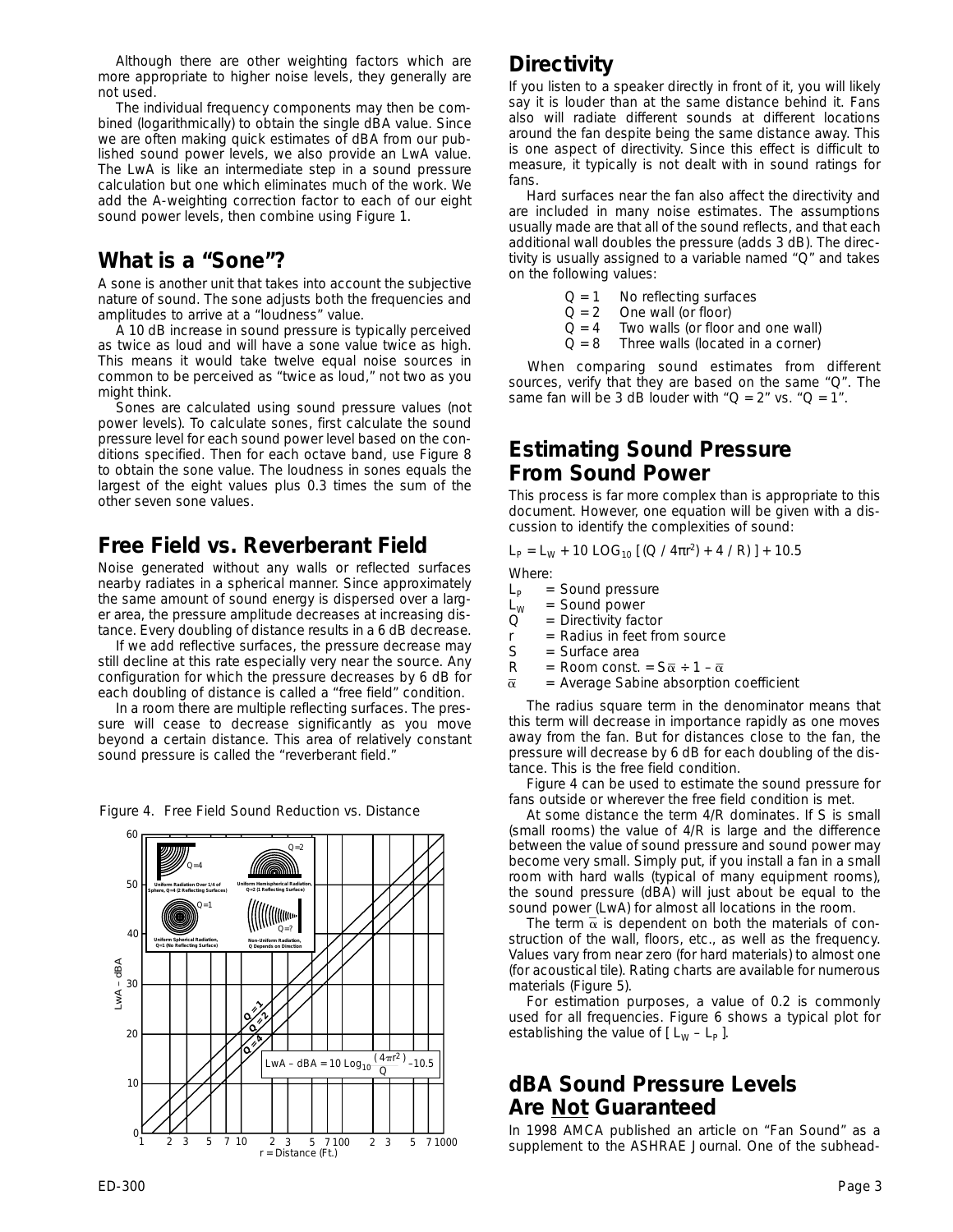Although there are other weighting factors which are more appropriate to higher noise levels, they generally are not used.

The individual frequency components may then be combined (logarithmically) to obtain the single dBA value. Since we are often making quick estimates of dBA from our published sound power levels, we also provide an LwA value. The LwA is like an intermediate step in a sound pressure calculation but one which eliminates much of the work. We add the A-weighting correction factor to each of our eight sound power levels, then combine using Figure 1.

## What is a "Sone"?

A sone is another unit that takes into account the subjective nature of sound. The sone adjusts both the frequencies and amplitudes to arrive at a "loudness" value.

A 10 dB increase in sound pressure is typically perceived as twice as loud and will have a sone value twice as high. This means it would take twelve equal noise sources in common to be perceived as "twice as loud," not two as you might think.

Sones are calculated using sound pressure values (not power levels). To calculate sones, first calculate the sound pressure level for each sound power level based on the conditions specified. Then for each octave band, use Figure 8 to obtain the sone value. The loudness in sones equals the largest of the eight values plus 0.3 times the sum of the other seven sone values.

## Free Field vs. Reverberant Field

Noise generated without any walls or reflected surfaces nearby radiates in a spherical manner. Since approximately the same amount of sound energy is dispersed over a larger area, the pressure amplitude decreases at increasing distance. Every doubling of distance results in a 6 dB decrease.

If we add reflective surfaces, the pressure decrease may still decline at this rate especially very near the source. Any configuration for which the pressure decreases by 6 dB for each doubling of distance is called a "free field" condition.

In a room there are multiple reflecting surfaces. The pressure will cease to decrease significantly as you move beyond a certain distance. This area of relatively constant sound pressure is called the "reverberant field."

Figure 4. Free Field Sound Reduction vs. Distance

$$LwA - dBA = 10\ Log_{10}\frac{(4\pi r^2)}{Q} - 10.5$$

## Directivity

If you listen to a speaker directly in front of it, you will likely say it is louder than at the same distance behind it. Fans also will radiate different sounds at different locations around the fan despite being the same distance away. This is one aspect of directivity. Since this effect is difficult to measure, it typically is not dealt with in sound ratings for fans.

Hard surfaces near the fan also affect the directivity and are included in many noise estimates. The assumptions usually made are that all of the sound reflects, and that each additional wall doubles the pressure (adds 3 dB). The directivity is usually assigned to a variable named "Q" and takes on the following values:

- Q = 1 No reflecting surfaces
- Q = 2 One wall (or floor)
- Q = 4 Two walls (or floor and one wall)
- Q = 8 Three walls (located in a corner)

When comparing sound estimates from different sources, verify that they are based on the same "Q". The same fan will be 3 dB louder with "Q = 2" vs. "Q = 1".

## Estimating Sound Pressure From Sound Power

This process is far more complex than is appropriate to this document. However, one equation will be given with a discussion to identify the complexities of sound:

$$L_P = L_W + 10\ LOG_{10}\ [\,(Q\ /\ 4\pi r^2) + 4\ /\ R\,)\ ] + 10.5$$

Where:

- $L_P$ = Sound pressure
- $L_W$ = Sound power
- $Q$ = Directivity factor
- $r$ = Radius in feet from source
- $S$ = Surface area
- $R$ = Room const. = $S\bar{\alpha} \div 1 - \bar{\alpha}$
- $\bar{\alpha}$ = Average Sabine absorption coefficient

The radius square term in the denominator means that this term will decrease in importance rapidly as one moves away from the fan. But for distances close to the fan, the pressure will decrease by 6 dB for each doubling of the distance. This is the free field condition.

Figure 4 can be used to estimate the sound pressure for fans outside or wherever the free field condition is met.

At some distance the term 4/R dominates. If S is small (small rooms) the value of 4/R is large and the difference between the value of sound pressure and sound power may become very small. Simply put, if you install a fan in a small room with hard walls (typical of many equipment rooms), the sound pressure (dBA) will just about be equal to the sound power (LwA) for almost all locations in the room.

The term $\bar{\alpha}$ is dependent on both the materials of construction of the wall, floors, etc., as well as the frequency. Values vary from near zero (for hard materials) to almost one (for acoustical tile). Rating charts are available for numerous materials (Figure 5).

For estimation purposes, a value of 0.2 is commonly used for all frequencies. Figure 6 shows a typical plot for establishing the value of [ $L_W - L_P$ ].

## dBA Sound Pressure Levels Are Not Guaranteed

In 1998 AMCA published an article on "Fan Sound" as a supplement to the ASHRAE Journal. One of the subhead-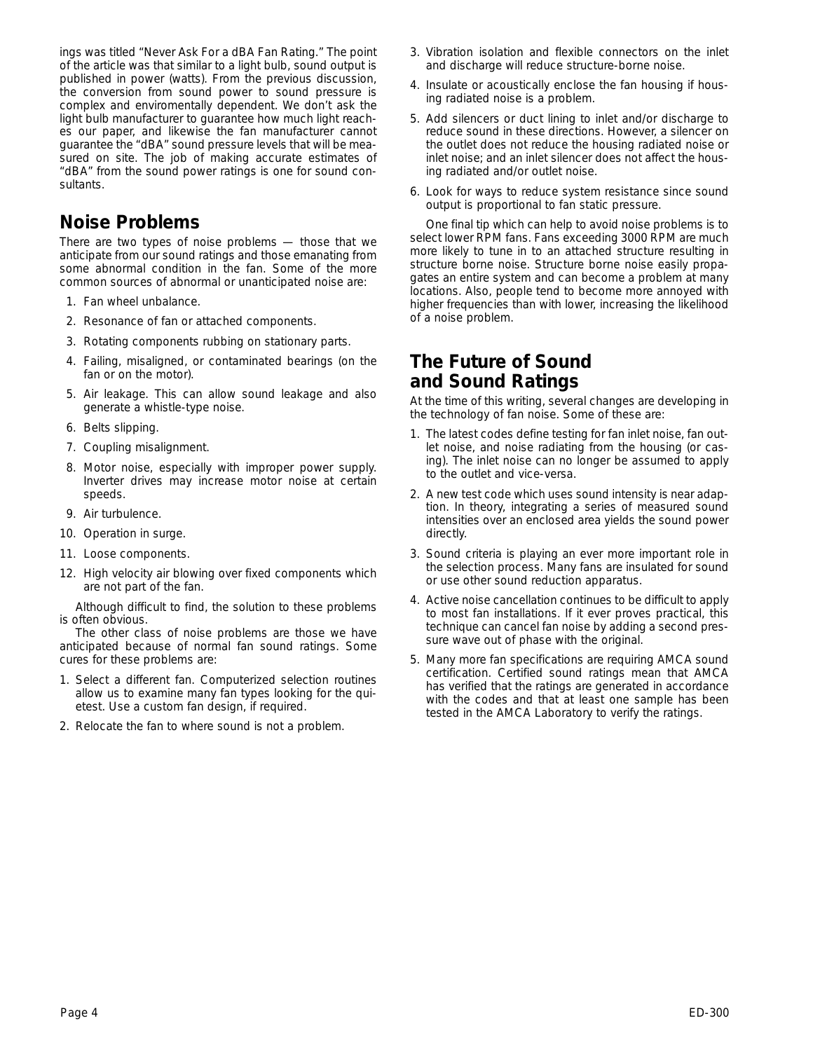ings was titled "Never Ask For a dBA Fan Rating." The point of the article was that similar to a light bulb, sound output is published in power (watts). From the previous discussion, the conversion from sound power to sound pressure is complex and enviromentally dependent. We don't ask the light bulb manufacturer to guarantee how much light reaches our paper, and likewise the fan manufacturer cannot guarantee the "dBA" sound pressure levels that will be measured on site. The job of making accurate estimates of "dBA" from the sound power ratings is one for sound consultants.

## Noise Problems

There are two types of noise problems — those that we anticipate from our sound ratings and those emanating from some abnormal condition in the fan. Some of the more common sources of abnormal or unanticipated noise are:

1. Fan wheel unbalance.
2. Resonance of fan or attached components.
3. Rotating components rubbing on stationary parts.
4. Failing, misaligned, or contaminated bearings (on the fan or on the motor).
5. Air leakage. This can allow sound leakage and also generate a whistle-type noise.
6. Belts slipping.
7. Coupling misalignment.
8. Motor noise, especially with improper power supply. Inverter drives may increase motor noise at certain speeds.
9. Air turbulence.
10. Operation in surge.
11. Loose components.
12. High velocity air blowing over fixed components which are not part of the fan.

Although difficult to find, the solution to these problems is often obvious.

The other class of noise problems are those we have anticipated because of normal fan sound ratings. Some cures for these problems are:

1. Select a different fan. Computerized selection routines allow us to examine many fan types looking for the quietest. Use a custom fan design, if required.
2. Relocate the fan to where sound is not a problem.
3. Vibration isolation and flexible connectors on the inlet and discharge will reduce structure-borne noise.
4. Insulate or acoustically enclose the fan housing if housing radiated noise is a problem.
5. Add silencers or duct lining to inlet and/or discharge to reduce sound in these directions. However, a silencer on the outlet does not reduce the housing radiated noise or inlet noise; and an inlet silencer does not affect the housing radiated and/or outlet noise.
6. Look for ways to reduce system resistance since sound output is proportional to fan static pressure.

One final tip which can help to avoid noise problems is to select lower RPM fans. Fans exceeding 3000 RPM are much more likely to tune in to an attached structure resulting in structure borne noise. Structure borne noise easily propagates an entire system and can become a problem at many locations. Also, people tend to become more annoyed with higher frequencies than with lower, increasing the likelihood of a noise problem.

## The Future of Sound and Sound Ratings

At the time of this writing, several changes are developing in the technology of fan noise. Some of these are:

1. The latest codes define testing for fan inlet noise, fan outlet noise, and noise radiating from the housing (or casing). The inlet noise can no longer be assumed to apply to the outlet and vice-versa.
2. A new test code which uses sound intensity is near adaption. In theory, integrating a series of measured sound intensities over an enclosed area yields the sound power directly.
3. Sound criteria is playing an ever more important role in the selection process. Many fans are insulated for sound or use other sound reduction apparatus.
4. Active noise cancellation continues to be difficult to apply to most fan installations. If it ever proves practical, this technique can cancel fan noise by adding a second pressure wave out of phase with the original.
5. Many more fan specifications are requiring AMCA sound certification. Certified sound ratings mean that AMCA has verified that the ratings are generated in accordance with the codes and that at least one sample has been tested in the AMCA Laboratory to verify the ratings.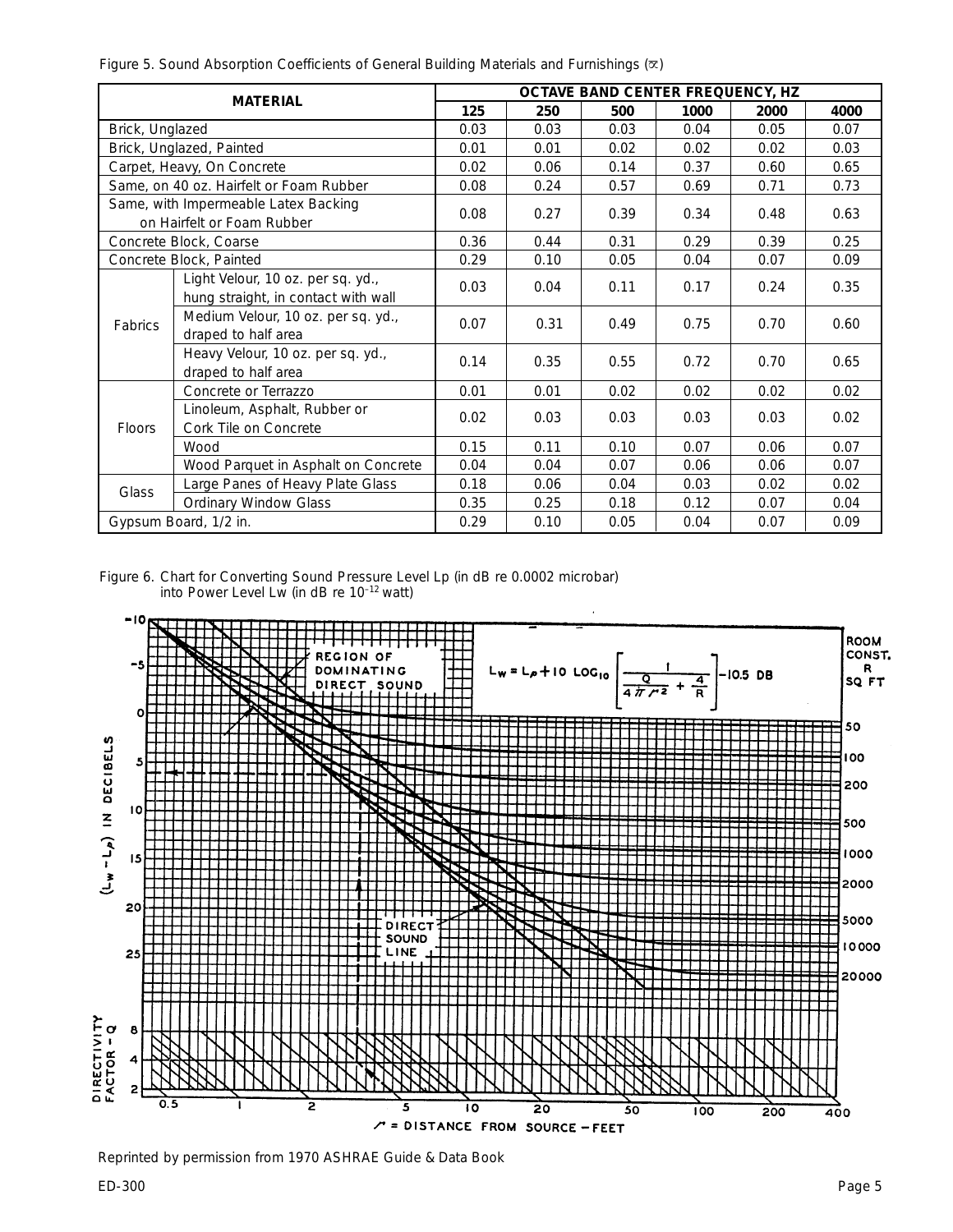Figure 5. Sound Absorption Coefficients of General Building Materials and Furnishings ($\bar{\alpha}$)

| MATERIAL | | OCTAVE BAND CENTER FREQUENCY, HZ | | | | | |
|---|---|---|---|---|---|---|---|
| | | 125 | 250 | 500 | 1000 | 2000 | 4000 |
| Brick, Unglazed | | 0.03 | 0.03 | 0.03 | 0.04 | 0.05 | 0.07 |
| Brick, Unglazed, Painted | | 0.01 | 0.01 | 0.02 | 0.02 | 0.02 | 0.03 |
| Carpet, Heavy, On Concrete | | 0.02 | 0.06 | 0.14 | 0.37 | 0.60 | 0.65 |
| Same, on 40 oz. Hairfelt or Foam Rubber | | 0.08 | 0.24 | 0.57 | 0.69 | 0.71 | 0.73 |
| Same, with Impermeable Latex Backing on Hairfelt or Foam Rubber | | 0.08 | 0.27 | 0.39 | 0.34 | 0.48 | 0.63 |
| Concrete Block, Coarse | | 0.36 | 0.44 | 0.31 | 0.29 | 0.39 | 0.25 |
| Concrete Block, Painted | | 0.29 | 0.10 | 0.05 | 0.04 | 0.07 | 0.09 |
| Fabrics | Light Velour, 10 oz. per sq. yd., hung straight, in contact with wall | 0.03 | 0.04 | 0.11 | 0.17 | 0.24 | 0.35 |
| | Medium Velour, 10 oz. per sq. yd., draped to half area | 0.07 | 0.31 | 0.49 | 0.75 | 0.70 | 0.60 |
| | Heavy Velour, 10 oz. per sq. yd., draped to half area | 0.14 | 0.35 | 0.55 | 0.72 | 0.70 | 0.65 |
| Floors | Concrete or Terrazzo | 0.01 | 0.01 | 0.02 | 0.02 | 0.02 | 0.02 |
| | Linoleum, Asphalt, Rubber or Cork Tile on Concrete | 0.02 | 0.03 | 0.03 | 0.03 | 0.03 | 0.02 |
| | Wood | 0.15 | 0.11 | 0.10 | 0.07 | 0.06 | 0.07 |
| | Wood Parquet in Asphalt on Concrete | 0.04 | 0.04 | 0.07 | 0.06 | 0.06 | 0.07 |
| Glass | Large Panes of Heavy Plate Glass | 0.18 | 0.06 | 0.04 | 0.03 | 0.02 | 0.02 |
| | Ordinary Window Glass | 0.35 | 0.25 | 0.18 | 0.12 | 0.07 | 0.04 |
| Gypsum Board, 1/2 in. | | 0.29 | 0.10 | 0.05 | 0.04 | 0.07 | 0.09 |

Figure 6. Chart for Converting Sound Pressure Level Lp (in dB re 0.0002 microbar) into Power Level Lw (in dB re $10^{-12}$ watt)

$$L_W = L_P + 10 \log_{10} \left[ \frac{1}{\frac{Q}{4\pi r^2} + \frac{4}{R}} \right] - 10.5 \text{ DB}$$

REGION OF DOMINATING DIRECT SOUND

DIRECT SOUND LINE

ROOM CONST. R SQ FT: 50, 100, 200, 500, 1000, 2000, 5000, 10000, 20000

$(L_W - L_P)$ IN DECIBELS: -10, -5, 0, 5, 10, 15, 20, 25

DIRECTIVITY FACTOR - Q: 8, 4, 2

$r$ = DISTANCE FROM SOURCE - FEET: 0.5, 1, 2, 5, 10, 20, 50, 100, 200, 400

Reprinted by permission from 1970 ASHRAE Guide & Data Book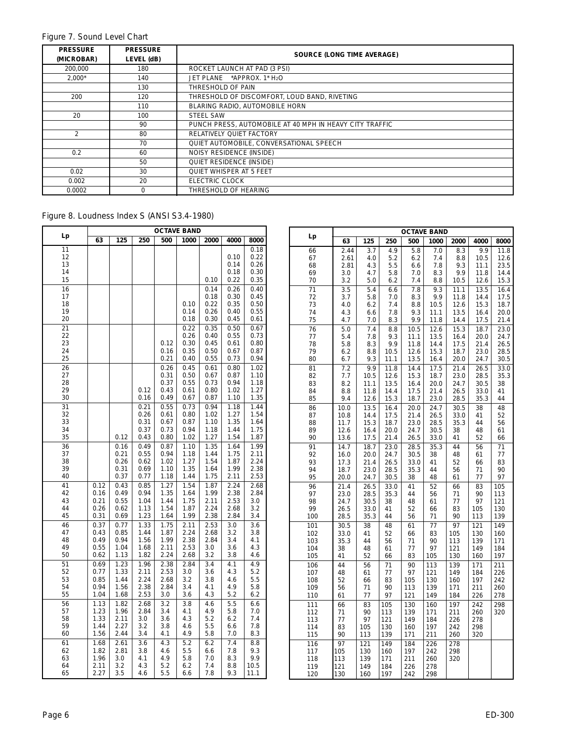Figure 7. Sound Level Chart

| PRESSURE (MICROBAR) | PRESSURE LEVEL (dB) | SOURCE (LONG TIME AVERAGE) |
|---|---|---|
| 200,000 | 180 | ROCKET LAUNCH AT PAD (3 PSI) |
| 2,000* | 140 | JET PLANE *APPROX. 1" $H_2O$ |
| | 130 | THRESHOLD OF PAIN |
| 200 | 120 | THRESHOLD OF DISCOMFORT, LOUD BAND, RIVETING |
| | 110 | BLARING RADIO, AUTOMOBILE HORN |
| 20 | 100 | STEEL SAW |
| | 90 | PUNCH PRESS, AUTOMOBILE AT 40 MPH IN HEAVY CITY TRAFFIC |
| 2 | 80 | RELATIVELY QUIET FACTORY |
| | 70 | QUIET AUTOMOBILE, CONVERSATIONAL SPEECH |
| 0.2 | 60 | NOISY RESIDENCE (INSIDE) |
| | 50 | QUIET RESIDENCE (INSIDE) |
| 0.02 | 30 | QUIET WHISPER AT 5 FEET |
| 0.002 | 20 | ELECTRIC CLOCK |
| 0.0002 | 0 | THRESHOLD OF HEARING |

Figure 8. Loudness Index S (ANSI S3.4-1980)

| Lp | OCTAVE BAND | | | | | | | |
|---|---|---|---|---|---|---|---|---|
| | 63 | 125 | 250 | 500 | 1000 | 2000 | 4000 | 8000 |
| 11 | | | | | | | | 0.18 |
| 12 | | | | | | | 0.10 | 0.22 |
| 13 | | | | | | | 0.14 | 0.26 |
| 14 | | | | | | | 0.18 | 0.30 |
| 15 | | | | | | 0.10 | 0.22 | 0.35 |
| 16 | | | | | | 0.14 | 0.26 | 0.40 |
| 17 | | | | | | 0.18 | 0.30 | 0.45 |
| 18 | | | | | 0.10 | 0.22 | 0.35 | 0.50 |
| 19 | | | | | 0.14 | 0.26 | 0.40 | 0.55 |
| 20 | | | | | 0.18 | 0.30 | 0.45 | 0.61 |
| 21 | | | | | 0.22 | 0.35 | 0.50 | 0.67 |
| 22 | | | | | 0.26 | 0.40 | 0.55 | 0.73 |
| 23 | | | | 0.12 | 0.30 | 0.45 | 0.61 | 0.80 |
| 24 | | | | 0.16 | 0.35 | 0.50 | 0.67 | 0.87 |
| 25 | | | | 0.21 | 0.40 | 0.55 | 0.73 | 0.94 |
| 26 | | | | 0.26 | 0.45 | 0.61 | 0.80 | 1.02 |
| 27 | | | | 0.31 | 0.50 | 0.67 | 0.87 | 1.10 |
| 28 | | | | 0.37 | 0.55 | 0.73 | 0.94 | 1.18 |
| 29 | | | 0.12 | 0.43 | 0.61 | 0.80 | 1.02 | 1.27 |
| 30 | | | 0.16 | 0.49 | 0.67 | 0.87 | 1.10 | 1.35 |
| 31 | | | 0.21 | 0.55 | 0.73 | 0.94 | 1.18 | 1.44 |
| 32 | | | 0.26 | 0.61 | 0.80 | 1.02 | 1.27 | 1.54 |
| 33 | | | 0.31 | 0.67 | 0.87 | 1.10 | 1.35 | 1.64 |
| 34 | | | 0.37 | 0.73 | 0.94 | 1.18 | 1.44 | 1.75 |
| 35 | | 0.12 | 0.43 | 0.80 | 1.02 | 1.27 | 1.54 | 1.87 |
| 36 | | 0.16 | 0.49 | 0.87 | 1.10 | 1.35 | 1.64 | 1.99 |
| 37 | | 0.21 | 0.55 | 0.94 | 1.18 | 1.44 | 1.75 | 2.11 |
| 38 | | 0.26 | 0.62 | 1.02 | 1.27 | 1.54 | 1.87 | 2.24 |
| 39 | | 0.31 | 0.69 | 1.10 | 1.35 | 1.64 | 1.99 | 2.38 |
| 40 | | 0.37 | 0.77 | 1.18 | 1.44 | 1.75 | 2.11 | 2.53 |
| 41 | 0.12 | 0.43 | 0.85 | 1.27 | 1.54 | 1.87 | 2.24 | 2.68 |
| 42 | 0.16 | 0.49 | 0.94 | 1.35 | 1.64 | 1.99 | 2.38 | 2.84 |
| 43 | 0.21 | 0.55 | 1.04 | 1.44 | 1.75 | 2.11 | 2.53 | 3.0 |
| 44 | 0.26 | 0.62 | 1.13 | 1.54 | 1.87 | 2.24 | 2.68 | 3.2 |
| 45 | 0.31 | 0.69 | 1.23 | 1.64 | 1.99 | 2.38 | 2.84 | 3.4 |
| 46 | 0.37 | 0.77 | 1.33 | 1.75 | 2.11 | 2.53 | 3.0 | 3.6 |
| 47 | 0.43 | 0.85 | 1.44 | 1.87 | 2.24 | 2.68 | 3.2 | 3.8 |
| 48 | 0.49 | 0.94 | 1.56 | 1.99 | 2.38 | 2.84 | 3.4 | 4.1 |
| 49 | 0.55 | 1.04 | 1.68 | 2.11 | 2.53 | 3.0 | 3.6 | 4.3 |
| 50 | 0.62 | 1.13 | 1.82 | 2.24 | 2.68 | 3.2 | 3.8 | 4.6 |
| 51 | 0.69 | 1.23 | 1.96 | 2.38 | 2.84 | 3.4 | 4.1 | 4.9 |
| 52 | 0.77 | 1.33 | 2.11 | 2.53 | 3.0 | 3.6 | 4.3 | 5.2 |
| 53 | 0.85 | 1.44 | 2.24 | 2.68 | 3.2 | 3.8 | 4.6 | 5.5 |
| 54 | 0.94 | 1.56 | 2.38 | 2.84 | 3.4 | 4.1 | 4.9 | 5.8 |
| 55 | 1.04 | 1.68 | 2.53 | 3.0 | 3.6 | 4.3 | 5.2 | 6.2 |
| 56 | 1.13 | 1.82 | 2.68 | 3.2 | 3.8 | 4.6 | 5.5 | 6.6 |
| 57 | 1.23 | 1.96 | 2.84 | 3.4 | 4.1 | 4.9 | 5.8 | 7.0 |
| 58 | 1.33 | 2.11 | 3.0 | 3.6 | 4.3 | 5.2 | 6.2 | 7.4 |
| 59 | 1.44 | 2.27 | 3.2 | 3.8 | 4.6 | 5.5 | 6.6 | 7.8 |
| 60 | 1.56 | 2.44 | 3.4 | 4.1 | 4.9 | 5.8 | 7.0 | 8.3 |
| 61 | 1.68 | 2.61 | 3.6 | 4.3 | 5.2 | 6.2 | 7.4 | 8.8 |
| 62 | 1.82 | 2.81 | 3.8 | 4.6 | 5.5 | 6.6 | 7.8 | 9.3 |
| 63 | 1.96 | 3.0 | 4.1 | 4.9 | 5.8 | 7.0 | 8.3 | 9.9 |
| 64 | 2.11 | 3.2 | 4.3 | 5.2 | 6.2 | 7.4 | 8.8 | 10.5 |
| 65 | 2.27 | 3.5 | 4.6 | 5.5 | 6.6 | 7.8 | 9.3 | 11.1 |
| 66 | 2.44 | 3.7 | 4.9 | 5.8 | 7.0 | 8.3 | 9.9 | 11.8 |
| 67 | 2.61 | 4.0 | 5.2 | 6.2 | 7.4 | 8.8 | 10.5 | 12.6 |
| 68 | 2.81 | 4.3 | 5.5 | 6.6 | 7.8 | 9.3 | 11.1 | 23.5 |
| 69 | 3.0 | 4.7 | 5.8 | 7.0 | 8.3 | 9.9 | 11.8 | 14.4 |
| 70 | 3.2 | 5.0 | 6.2 | 7.4 | 8.8 | 10.5 | 12.6 | 15.3 |
| 71 | 3.5 | 5.4 | 6.6 | 7.8 | 9.3 | 11.1 | 13.5 | 16.4 |
| 72 | 3.7 | 5.8 | 7.0 | 8.3 | 9.9 | 11.8 | 14.4 | 17.5 |
| 73 | 4.0 | 6.2 | 7.4 | 8.8 | 10.5 | 12.6 | 15.3 | 18.7 |
| 74 | 4.3 | 6.6 | 7.8 | 9.3 | 11.1 | 13.5 | 16.4 | 20.0 |
| 75 | 4.7 | 7.0 | 8.3 | 9.9 | 11.8 | 14.4 | 17.5 | 21.4 |
| 76 | 5.0 | 7.4 | 8.8 | 10.5 | 12.6 | 15.3 | 18.7 | 23.0 |
| 77 | 5.4 | 7.8 | 9.3 | 11.1 | 13.5 | 16.4 | 20.0 | 24.7 |
| 78 | 5.8 | 8.3 | 9.9 | 11.8 | 14.4 | 17.5 | 21.4 | 26.5 |
| 79 | 6.2 | 8.8 | 10.5 | 12.6 | 15.3 | 18.7 | 23.0 | 28.5 |
| 80 | 6.7 | 9.3 | 11.1 | 13.5 | 16.4 | 20.0 | 24.7 | 30.5 |
| 81 | 7.2 | 9.9 | 11.8 | 14.4 | 17.5 | 21.4 | 26.5 | 33.0 |
| 82 | 7.7 | 10.5 | 12.6 | 15.3 | 18.7 | 23.0 | 28.5 | 35.3 |
| 83 | 8.2 | 11.1 | 13.5 | 16.4 | 20.0 | 24.7 | 30.5 | 38 |
| 84 | 8.8 | 11.8 | 14.4 | 17.5 | 21.4 | 26.5 | 33.0 | 41 |
| 85 | 9.4 | 12.6 | 15.3 | 18.7 | 23.0 | 28.5 | 35.3 | 44 |
| 86 | 10.0 | 13.5 | 16.4 | 20.0 | 24.7 | 30.5 | 38 | 48 |
| 87 | 10.8 | 14.4 | 17.5 | 21.4 | 26.5 | 33.0 | 41 | 52 |
| 88 | 11.7 | 15.3 | 18.7 | 23.0 | 28.5 | 35.3 | 44 | 56 |
| 89 | 12.6 | 16.4 | 20.0 | 24.7 | 30.5 | 38 | 48 | 61 |
| 90 | 13.6 | 17.5 | 21.4 | 26.5 | 33.0 | 41 | 52 | 66 |
| 91 | 14.7 | 18.7 | 23.0 | 28.5 | 35.3 | 44 | 56 | 71 |
| 92 | 16.0 | 20.0 | 24.7 | 30.5 | 38 | 48 | 61 | 77 |
| 93 | 17.3 | 21.4 | 26.5 | 33.0 | 41 | 52 | 66 | 83 |
| 94 | 18.7 | 23.0 | 28.5 | 35.3 | 44 | 56 | 71 | 90 |
| 95 | 20.0 | 24.7 | 30.5 | 38 | 48 | 61 | 77 | 97 |
| 96 | 21.4 | 26.5 | 33.0 | 41 | 52 | 66 | 83 | 105 |
| 97 | 23.0 | 28.5 | 35.3 | 44 | 56 | 71 | 90 | 113 |
| 98 | 24.7 | 30.5 | 38 | 48 | 61 | 77 | 97 | 121 |
| 99 | 26.5 | 33.0 | 41 | 52 | 66 | 83 | 105 | 130 |
| 100 | 28.5 | 35.3 | 44 | 56 | 71 | 90 | 113 | 139 |
| 101 | 30.5 | 38 | 48 | 61 | 77 | 97 | 121 | 149 |
| 102 | 33.0 | 41 | 52 | 66 | 83 | 105 | 130 | 160 |
| 103 | 35.3 | 44 | 56 | 71 | 90 | 113 | 139 | 171 |
| 104 | 38 | 48 | 61 | 77 | 97 | 121 | 149 | 184 |
| 105 | 41 | 52 | 66 | 83 | 105 | 130 | 160 | 197 |
| 106 | 44 | 56 | 71 | 90 | 113 | 139 | 171 | 211 |
| 107 | 48 | 61 | 77 | 97 | 121 | 149 | 184 | 226 |
| 108 | 52 | 66 | 83 | 105 | 130 | 160 | 197 | 242 |
| 109 | 56 | 71 | 90 | 113 | 139 | 171 | 211 | 260 |
| 110 | 61 | 77 | 97 | 121 | 149 | 184 | 226 | 278 |
| 111 | 66 | 83 | 105 | 130 | 160 | 197 | 242 | 298 |
| 112 | 71 | 90 | 113 | 139 | 171 | 211 | 260 | 320 |
| 113 | 77 | 97 | 121 | 149 | 184 | 226 | 278 | |
| 114 | 83 | 105 | 130 | 160 | 197 | 242 | 298 | |
| 115 | 90 | 113 | 139 | 171 | 211 | 260 | 320 | |
| 116 | 97 | 121 | 149 | 184 | 226 | 278 | | |
| 117 | 105 | 130 | 160 | 197 | 242 | 298 | | |
| 118 | 113 | 139 | 171 | 211 | 260 | 320 | | |
| 119 | 121 | 149 | 184 | 226 | 278 | | | |
| 120 | 130 | 160 | 197 | 242 | 298 | | | |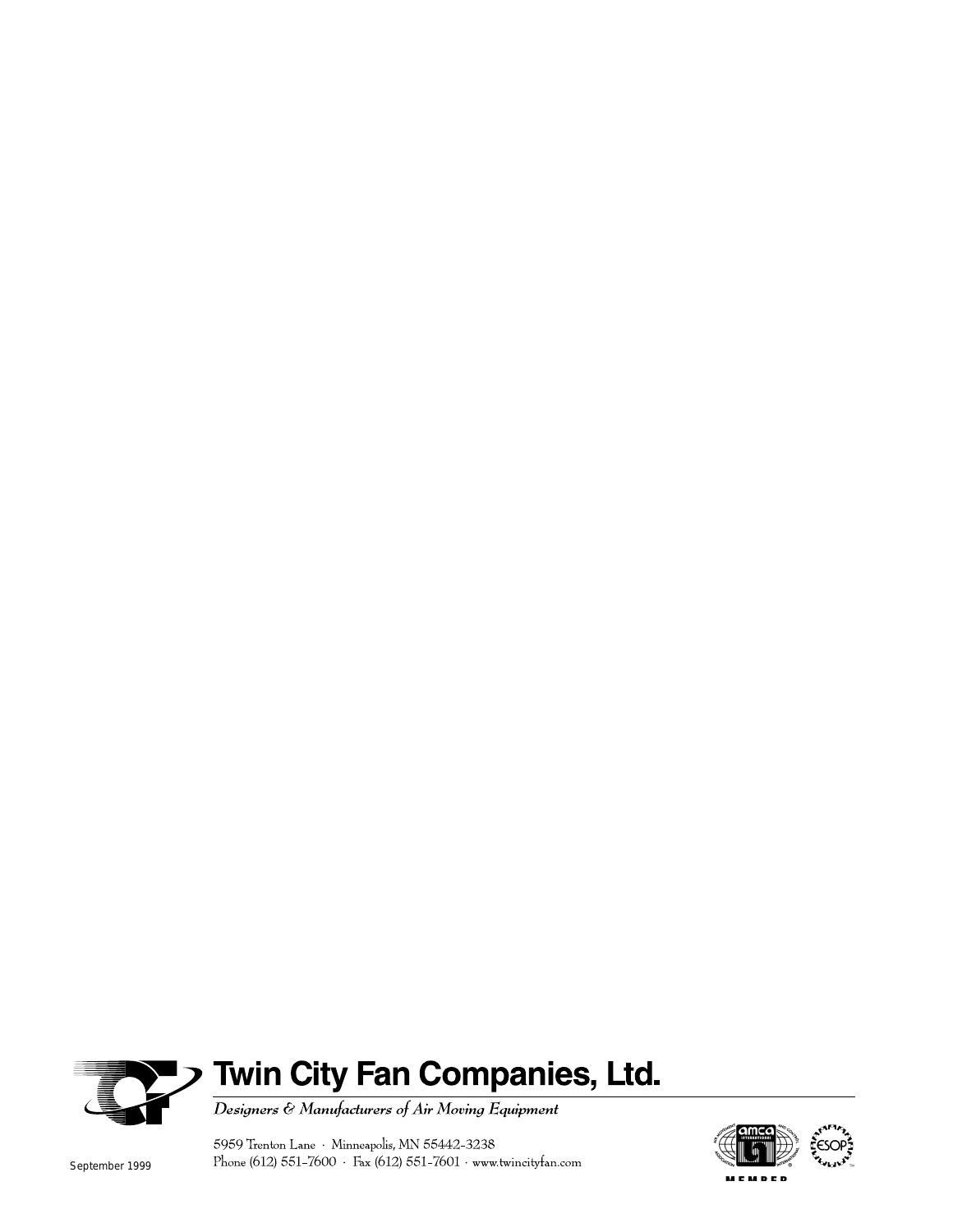**Twin City Fan Companies, Ltd.**

*Designers & Manufacturers of Air Moving Equipment*

5959 Trenton Lane · Minneapolis, MN 55442-3238
Phone (612) 551-7600 · Fax (612) 551-7601 · www.twincityfan.com

September 1999